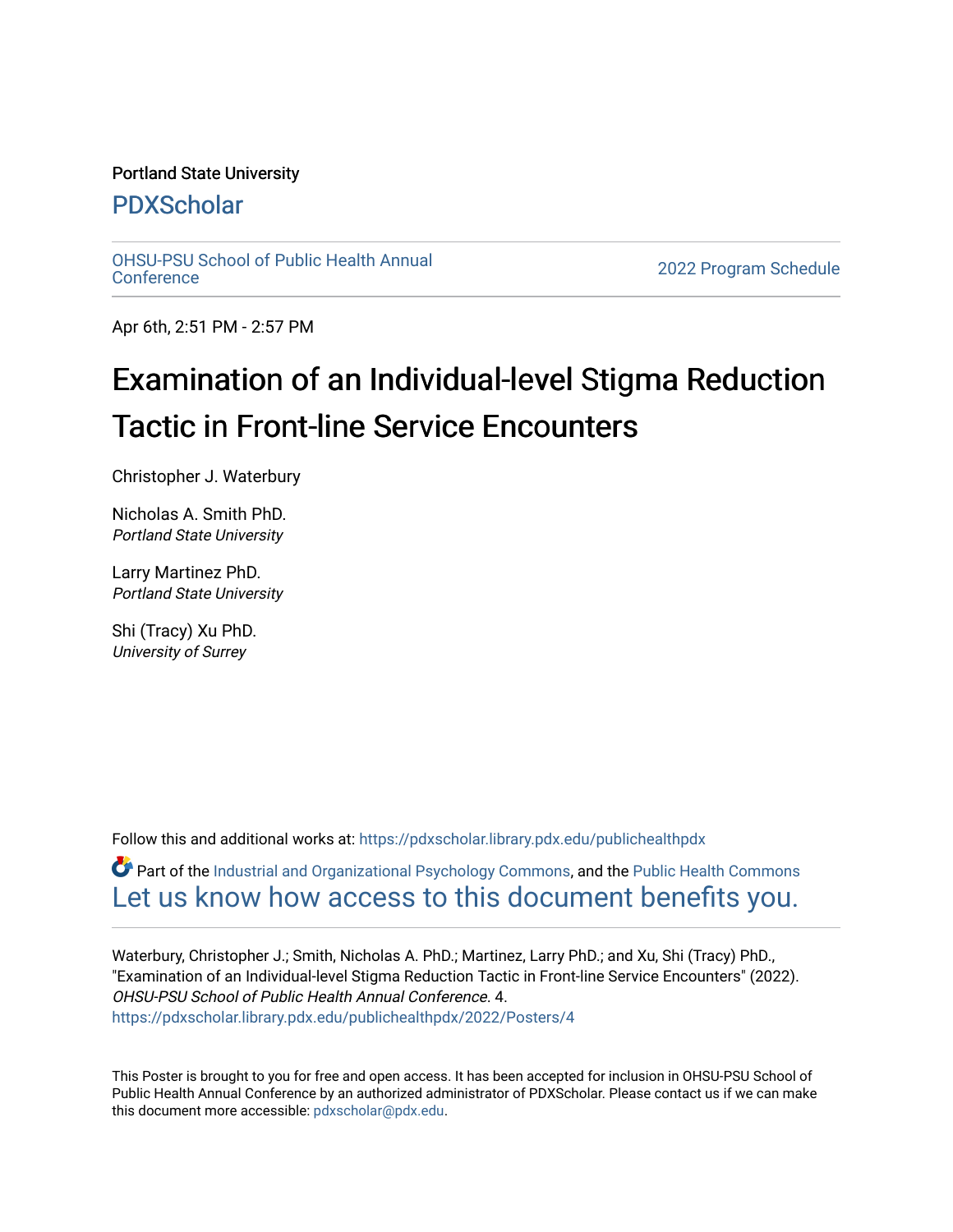Portland State University

# PDXScholar

OHSU-PSU School of Public Health Annual Conference

2022 Program Schedule

Apr 6th, 2:51 PM - 2:57 PM

# Examination of an Individual-level Stigma Reduction Tactic in Front-line Service Encounters

Christopher J. Waterbury

Nicholas A. Smith PhD.
*Portland State University*

Larry Martinez PhD.
*Portland State University*

Shi (Tracy) Xu PhD.
*University of Surrey*

Follow this and additional works at: https://pdxscholar.library.pdx.edu/publichealthpdx

Part of the Industrial and Organizational Psychology Commons, and the Public Health Commons

Let us know how access to this document benefits you.

Waterbury, Christopher J.; Smith, Nicholas A. PhD.; Martinez, Larry PhD.; and Xu, Shi (Tracy) PhD., "Examination of an Individual-level Stigma Reduction Tactic in Front-line Service Encounters" (2022). *OHSU-PSU School of Public Health Annual Conference*. 4.
https://pdxscholar.library.pdx.edu/publichealthpdx/2022/Posters/4

This Poster is brought to you for free and open access. It has been accepted for inclusion in OHSU-PSU School of Public Health Annual Conference by an authorized administrator of PDXScholar. Please contact us if we can make this document more accessible: pdxscholar@pdx.edu.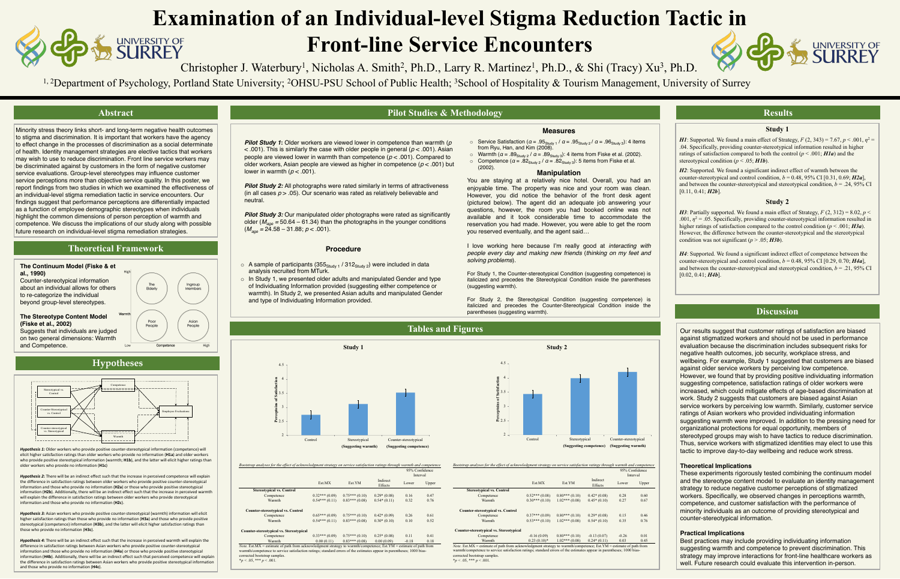# Examination of an Individual-level Stigma Reduction Tactic in Front-line Service Encounters

Christopher J. Waterbury[1], Nicholas A. Smith[2], Ph.D., Larry R. Martinez[1], Ph.D., & Shi (Tracy) Xu[3], Ph.D.

[1, 2]Department of Psychology, Portland State University; [2]OHSU-PSU School of Public Health; [3]School of Hospitality & Tourism Management, University of Surrey

## Abstract

Minority stress theory links short- and long-term negative health outcomes to stigma and discrimination. It is important that workers have the agency to effect change in the processes of discrimination as a social determinate of health. Identity management strategies are elective tactics that workers may wish to use to reduce discrimination. Front line service workers may be discriminated against by customers in the form of negative customer service evaluations. Group-level stereotypes may influence customer service perceptions more than objective service quality. In this poster, we report findings from two studies in which we examined the effectiveness of an individual-level stigma remediation tactic in service encounters. Our findings suggest that performance perceptions are differentially impacted as a function of employee demographic stereotypes when individuals highlight the common dimensions of person perception of warmth and competence. We discuss the implications of our study along with possible future research on individual-level stigma remediation strategies.

## Theoretical Framework

**The Continuum Model (Fiske & et al., 1990)**
Counter-stereotypical information about an individual allows for others to re-categorize the individual beyond group-level stereotypes.

**The Stereotype Content Model (Fiske et al., 2002)**
Suggests that individuals are judged on two general dimensions: Warmth and Competence.

High
Warmth
Low
The Elderly
Ingroup Members
Poor People
Asian People
Competence
High

## Hypotheses

Stereotypical vs. Control
Counter-Stereotypical vs. Control
Counter-stereotypical vs. Stereotypical
Competence
Warmth
Employee Evaluations

***Hypothesis 1:*** Older workers who provide positive counter-stereotypical information (competence) will elicit higher satisfaction ratings than older workers who provide no information (**H1a**) and older workers who provide positive stereotypical information (warmth; **H1b**), and the latter will elicit higher ratings than older workers who provide no information (**H1c**)

***Hypothesis 2:*** There will be an indirect effect such that the increase in perceived competence will explain the difference in satisfaction ratings between older workers who provide positive counter-stereotypical information and those who provide no information (**H2a**) or those who provide positive stereotypical information (**H2b**). Additionally, there will be an indirect effect such that the increase in perceived warmth will explain the difference in the satisfaction ratings between older workers who provide stereotypical information and those who provide no information (**H2c**).

***Hypothesis 3:*** Asian workers who provide positive counter-stereotypical (warmth) information will elicit higher satisfaction ratings than those who provide no information (**H3a**) and those who provide positive stereotypical (competence) information (**H3b**), and the latter will elicit higher satisfaction ratings than those who provide no information (**H3c**).

***Hypothesis 4:*** There will be an indirect effect such that the increase in perceived warmth will explain the difference in satisfaction ratings between Asian workers who provide positive counter-stereotypical information and those who provide no information (**H4a**) or those who provide positive stereotypical information (**H4b**). Additionally, there will be an indirect effect such that perceived competence will explain the difference in the satisfaction ratings between Asian workers who provide stereotypical information and those who provide no information (**H4c**).

## Pilot Studies & Methodology

***Pilot Study 1:*** Older workers are viewed lower in competence than warmth ($p < .001$). This is similarly the case with older people in general ($p < .001$). Asian people are viewed lower in warmth than competence ($p < .001$). Compared to older workers, Asian people are viewed as higher in competence ($p < .001$) but lower in warmth ($p < .001$).

***Pilot Study 2:*** All photographs were rated similarly in terms of attractiveness (in all cases $p > .05$). Our scenario was rated as relatively believable and neutral.

***Pilot Study 3:*** Our manipulated older photographs were rated as significantly older ($M_{age} = 50.64 – 61.34$) than the photographs in the younger conditions ($M_{age} = 24.58 – 31.88$; $p < .001$).

### Procedure

- A sample of participants ($355_{\text{Study 1}}$ / $312_{\text{Study 2}}$) were included in data analysis recruited from MTurk.
- In Study 1, we presented older adults and manipulated Gender and type of Individuating Information provided (suggesting either competence or warmth). In Study 2, we presented Asian adults and manipulated Gender and type of Individuating Information provided.

### Measures

- Service Satisfaction ($\alpha = .95_{\text{Study 1}}$ / $\alpha = .95_{\text{Study 2}}$ / $\alpha = .96_{\text{Study 3}}$): 4 items from Ryu, Han, and Kim (2008).
- Warmth ($\alpha = .89_{\text{Study 2}}$ / $\alpha = .89_{\text{Study 3}}$): 4 items from Fiske et al. (2002).
- Competence ($\alpha = .82_{\text{Study 2}}$ / $\alpha = .82_{\text{Study 3}}$): 5 items from Fiske et al. (2002).

### Manipulation

You are staying at a relatively nice hotel. Overall, you had an enjoyable time. The property was nice and your room was clean. However, you did notice the behavior of the front desk agent (pictured below). The agent did an adequate job answering your questions, however, the room you had booked online was not available and it took considerable time to accommodate the reservation you had made. However, you were able to get the room you reserved eventually, and the agent said…

I love working here because I'm really good at *interacting with people every day and making new friends* (*thinking on my feet and solving problems*).

For Study 1, the Counter-stereotypical Condition (suggesting competence) is italicized and precedes the Stereotypical Condition inside the parentheses (suggesting warmth).

For Study 2, the Stereotypical Condition (suggesting competence) is italicized and precedes the Counter-Stereotypical Condition inside the parentheses (suggesting warmth).

## Tables and Figures

**Study 1**

Perceptions of Satisfaction
4.5
4
3.5
3
2.5
2
Control
Stereotypical (Suggesting warmth)
Counter-stereotypical (Suggesting competence)

**Study 2**

Perceptions of Satisfaction
4.5
4
3.5
3
2.5
2
Control
Stereotypical (Suggesting competence)
Counter-stereotypical (Suggesting warmth)

*Bootstrap analyses for the effect of acknowledgment strategy on service satisfaction ratings through warmth and competence* (Study 1)

| | Est.MX | Est.YM | Indirect Effects | 95% Confidence Interval | |
|---|---|---|---|---|---|
| | | | | Lower | Upper |
| **Stereotypical vs. Control** | | | | | |
| Competence | 0.32*** (0.09) | 0.75*** (0.10) | 0.29* (0.08) | 0.16 | 0.47 |
| Warmth | 0.54*** (0.11) | 0.83*** (0.08) | 0.54* (0.11) | 0.32 | 0.76 |
| **Counter-stereotypical vs. Control** | | | | | |
| Competence | 0.65*** (0.09) | 0.75*** (0.10) | 0.42* (0.09) | 0.26 | 0.61 |
| Warmth | 0.54*** (0.11) | 0.83*** (0.08) | 0.30* (0.10) | 0.10 | 0.52 |
| **Counter-stereotypical vs. Stereotypical** | | | | | |
| Competence | 0.33*** (0.09) | 0.75*** (0.10) | 0.25* (0.08) | 0.11 | 0.41 |
| Warmth | 0.00 (0.11) | 0.83*** (0.08) | 0.00 (0.09) | -0.18 | 0.18 |

*Note.* Est.MX = estimate of path from acknowledgment strategy to warmth/competence; Est.YM = estimate of path from warmth/competence to service satisfaction ratings; standard errors of the estimates appear in parentheses; 1000 bias-corrected bootstrap samples.
*$p < .05$, *** $p < .001$.

*Bootstrap analyses for the effect of acknowledgment strategy on service satisfaction ratings through warmth and competence* (Study 2)

| | Est.MX | Est.YM | Indirect Effects | 95% Confidence Interval | |
|---|---|---|---|---|---|
| | | | | Lower | Upper |
| **Stereotypical vs. Control** | | | | | |
| Competence | 0.52*** (0.08) | 0.80*** (0.10) | 0.42* (0.08) | 0.28 | 0.60 |
| Warmth | 0.30*** (0.10) | 1.02*** (0.08) | 0.45* (0.10) | 0.27 | 0.67 |
| **Counter-stereotypical vs. Control** | | | | | |
| Competence | 0.37*** (0.09) | 0.80*** (0.10) | 0.29* (0.08) | 0.15 | 0.46 |
| Warmth | 0.53*** (0.10) | 1.02*** (0.08) | 0.54* (0.10) | 0.35 | 0.76 |
| **Counter-stereotypical vs. Stereotypical** | | | | | |
| Competence | -0.16 (0.09) | 0.80*** (0.10) | -0.13 (0.07) | -0.26 | 0.01 |
| Warmth | 0.23 (0.10)* | 1.02*** (0.08) | 0.24* (0.11) | 0.03 | 0.45 |

*Note.* Est.MX = estimate of path from acknowledgment strategy to warmth/competence; Est.YM = estimate of path from warmth/competence to service satisfaction ratings; standard errors of the estimates appear in parentheses; 1000 bias-corrected bootstrap samples.
*$p < .05$, *** $p < .001$.

## Results

### Study 1

***H1***: Supported. We found a main effect of Strategy, $F(2, 343) = 7.67$, $p < .001$, $\eta^2 = .04$. Specifically, providing counter-stereotypical information resulted in higher ratings of satisfaction compared to both the control ($p < .001$; ***H1a***) and the stereotypical condition ($p < .05$; ***H1b***).

***H2***: Supported. We found a significant indirect effect of warmth between the counter-stereotypical and control condition, $b = 0.48$, 95% CI [0.31, 0.69; ***H2a***], and between the counter-stereotypical and stereotypical condition, $b = .24$, 95% CI [0.11, 0.41; ***H2b***].

### Study 2

***H3***: Partially supported. We found a main effect of Strategy, $F(2, 312) = 8.02$, $p < .001$, $\eta^2 = .05$. Specifically, providing counter-stereotypical information resulted in higher ratings of satisfaction compared to the control condition ($p < .001$; ***H3a***). However, the difference between the counter-stereotypical and the stereotypical condition was not significant ($p > .05$; ***H3b***).

***H4***: Supported. We found a significant indirect effect of competence between the counter-stereotypical and control condition, $b = 0.48$, 95% CI [0.29, 0.70; ***H4a***], and between the counter-stereotypical and stereotypical condition, $b = .21$, 95% CI [0.02, 0.41; ***H4b***].

## Discussion

Our results suggest that customer ratings of satisfaction are biased against stigmatized workers and should not be used in performance evaluation because the discrimination includes subsequent risks for negative health outcomes, job security, workplace stress, and wellbeing. For example, Study 1 suggested that customers are biased against older service workers by perceiving low competence. However, we found that by providing positive individuating information suggesting competence, satisfaction ratings of older workers were increased, which could mitigate effects of age-based discrimination at work. Study 2 suggests that customers are biased against Asian service workers by perceiving low warmth. Similarly, customer service ratings of Asian workers who provided individuating information suggesting warmth were improved. In addition to the pressing need for organizational protections for equal opportunity, members of stereotyped groups may wish to have tactics to reduce discrimination. Thus, service workers with stigmatized identities may elect to use this tactic to improve day-to-day wellbeing and reduce work stress.

### Theoretical Implications

These experiments rigorously tested combining the continuum model and the stereotype content model to evaluate an identity management strategy to reduce negative customer perceptions of stigmatized workers. Specifically, we observed changes in perceptions warmth, competence, and customer satisfaction with the performance of minority individuals as an outcome of providing stereotypical and counter-stereotypical information.

### Practical Implications

Best practices may include providing individuating information suggesting warmth and competence to prevent discrimination. This strategy may improve interactions for front-line healthcare workers as well. Future research could evaluate this intervention in-person.